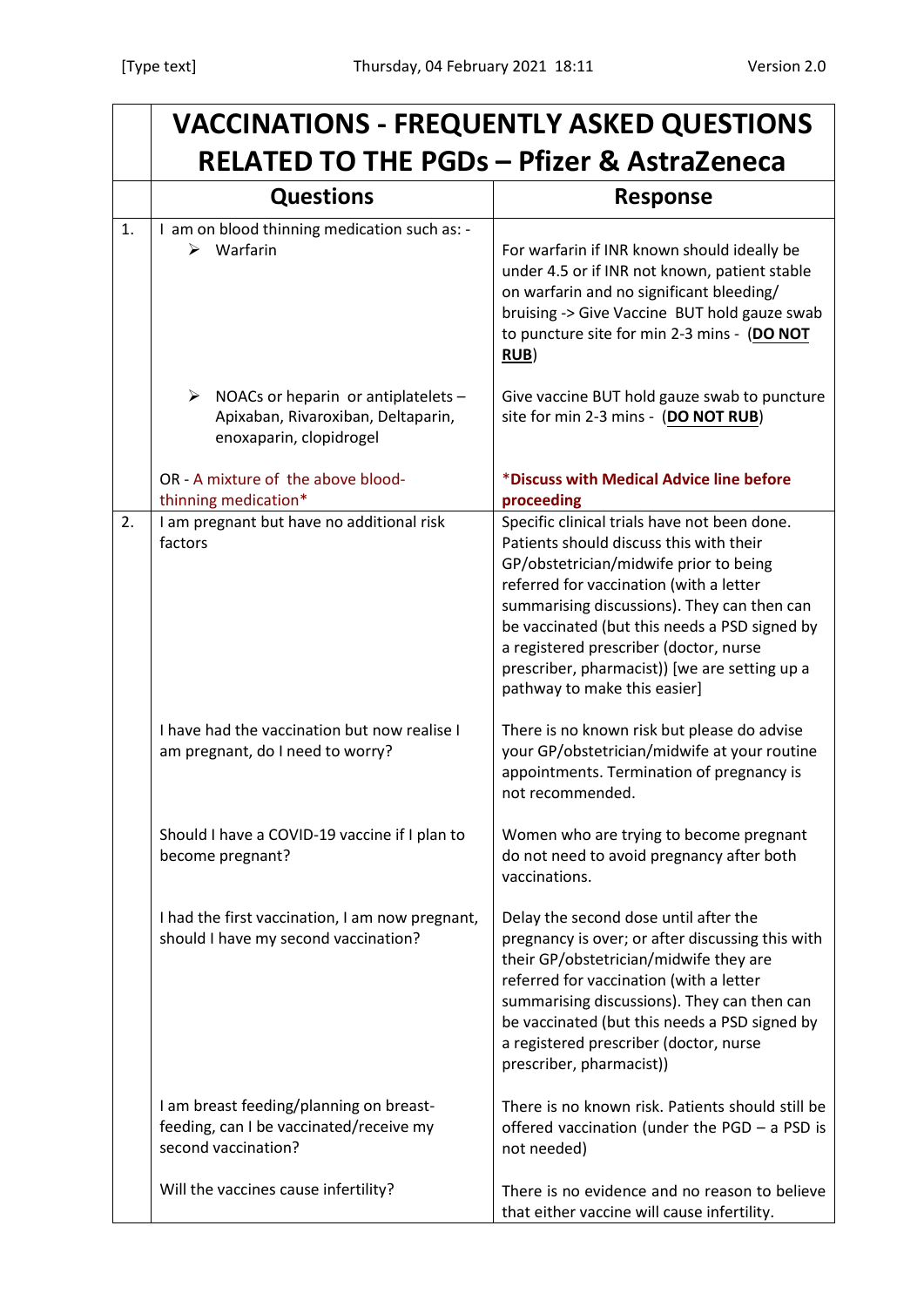# VACCINATIONS - FREQUENTLY ASKED QUESTIONS RELATED TO THE PGDs – Pfizer & AstraZeneca

| | Questions | Response |
|---|---|---|
| 1. | I am on blood thinning medication such as: - <br>➢ Warfarin | For warfarin if INR known should ideally be under 4.5 or if INR not known, patient stable on warfarin and no significant bleeding/ bruising -> Give Vaccine BUT hold gauze swab to puncture site for min 2-3 mins - (**DO NOT RUB**) |
| | ➢ NOACs or heparin or antiplatelets – Apixaban, Rivaroxiban, Deltaparin, enoxaparin, clopidrogel | Give vaccine BUT hold gauze swab to puncture site for min 2-3 mins - (**DO NOT RUB**) |
| | OR - A mixture of the above blood-thinning medication* | ***Discuss with Medical Advice line before proceeding** |
| 2. | I am pregnant but have no additional risk factors | Specific clinical trials have not been done. Patients should discuss this with their GP/obstetrician/midwife prior to being referred for vaccination (with a letter summarising discussions). They can then can be vaccinated (but this needs a PSD signed by a registered prescriber (doctor, nurse prescriber, pharmacist)) [we are setting up a pathway to make this easier] |
| | I have had the vaccination but now realise I am pregnant, do I need to worry? | There is no known risk but please do advise your GP/obstetrician/midwife at your routine appointments. Termination of pregnancy is not recommended. |
| | Should I have a COVID-19 vaccine if I plan to become pregnant? | Women who are trying to become pregnant do not need to avoid pregnancy after both vaccinations. |
| | I had the first vaccination, I am now pregnant, should I have my second vaccination? | Delay the second dose until after the pregnancy is over; or after discussing this with their GP/obstetrician/midwife they are referred for vaccination (with a letter summarising discussions). They can then can be vaccinated (but this needs a PSD signed by a registered prescriber (doctor, nurse prescriber, pharmacist)) |
| | I am breast feeding/planning on breast-feeding, can I be vaccinated/receive my second vaccination? | There is no known risk. Patients should still be offered vaccination (under the PGD – a PSD is not needed) |
| | Will the vaccines cause infertility? | There is no evidence and no reason to believe that either vaccine will cause infertility. |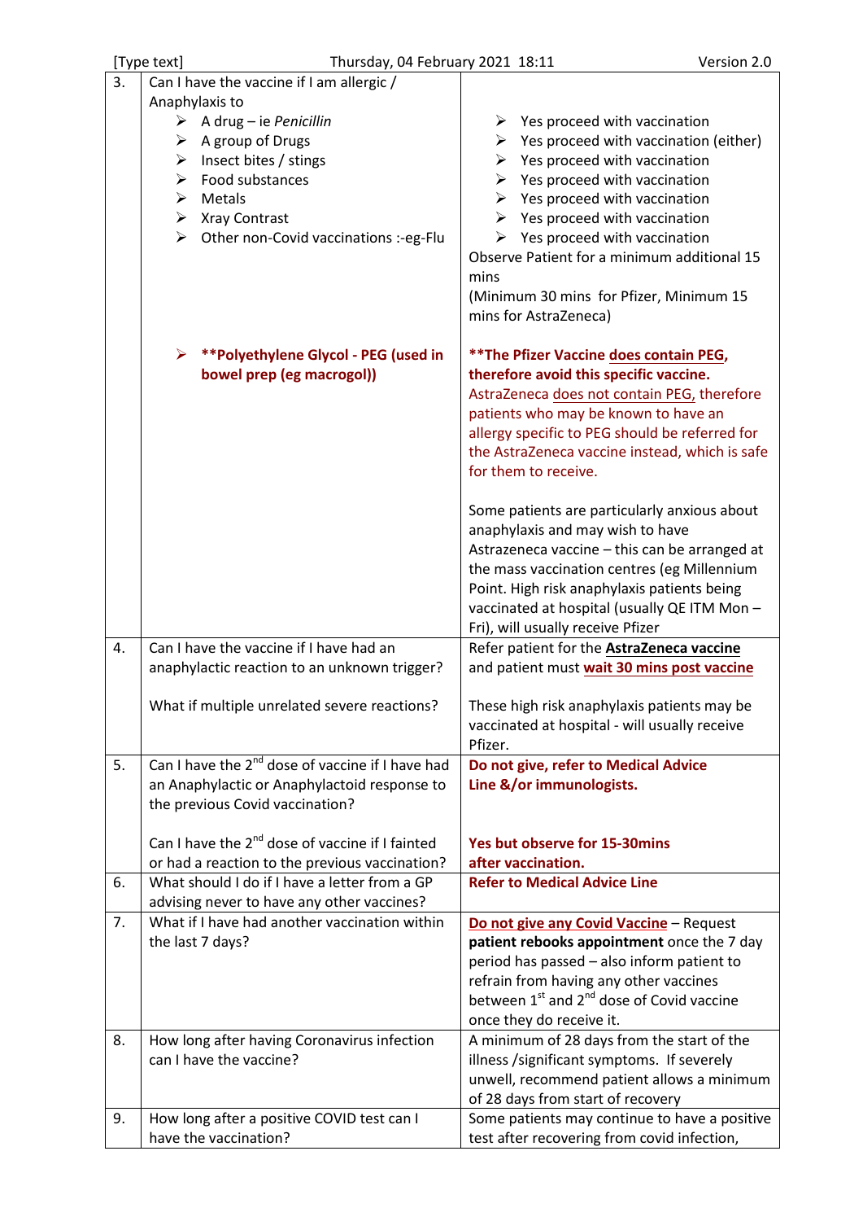| | | |
|---|---|---|
| 3. | Can I have the vaccine if I am allergic / Anaphylaxis to<br>➢ A drug – ie *Penicillin*<br>➢ A group of Drugs<br>➢ Insect bites / stings<br>➢ Food substances<br>➢ Metals<br>➢ Xray Contrast<br>➢ Other non-Covid vaccinations :-eg-Flu<br><br>➢ **\*\*Polyethylene Glycol - PEG (used in bowel prep (eg macrogol))** | ➢ Yes proceed with vaccination<br>➢ Yes proceed with vaccination (either)<br>➢ Yes proceed with vaccination<br>➢ Yes proceed with vaccination<br>➢ Yes proceed with vaccination<br>➢ Yes proceed with vaccination<br>➢ Yes proceed with vaccination<br>Observe Patient for a minimum additional 15 mins<br>(Minimum 30 mins for Pfizer, Minimum 15 mins for AstraZeneca)<br><br>**\*\*The Pfizer Vaccine <u>does contain PEG</u>, therefore avoid this specific vaccine.**<br>AstraZeneca <u>does not contain PEG,</u> therefore patients who may be known to have an allergy specific to PEG should be referred for the AstraZeneca vaccine instead, which is safe for them to receive.<br><br>Some patients are particularly anxious about anaphylaxis and may wish to have Astrazeneca vaccine – this can be arranged at the mass vaccination centres (eg Millennium Point. High risk anaphylaxis patients being vaccinated at hospital (usually QE ITM Mon – Fri), will usually receive Pfizer |
| 4. | Can I have the vaccine if I have had an anaphylactic reaction to an unknown trigger?<br><br>What if multiple unrelated severe reactions? | Refer patient for the **<u>AstraZeneca vaccine</u>** and patient must **<u>wait 30 mins post vaccine</u>**<br><br>These high risk anaphylaxis patients may be vaccinated at hospital - will usually receive Pfizer. |
| 5. | Can I have the 2nd dose of vaccine if I have had an Anaphylactic or Anaphylactoid response to the previous Covid vaccination?<br><br>Can I have the 2nd dose of vaccine if I fainted or had a reaction to the previous vaccination? | **Do not give, refer to Medical Advice Line &/or immunologists.**<br><br>**Yes but observe for 15-30mins after vaccination.** |
| 6. | What should I do if I have a letter from a GP advising never to have any other vaccines? | **Refer to Medical Advice Line** |
| 7. | What if I have had another vaccination within the last 7 days? | **<u>Do not give any Covid Vaccine</u>** – Request **patient rebooks appointment** once the 7 day period has passed – also inform patient to refrain from having any other vaccines between 1st and 2nd dose of Covid vaccine once they do receive it. |
| 8. | How long after having Coronavirus infection can I have the vaccine? | A minimum of 28 days from the start of the illness /significant symptoms. If severely unwell, recommend patient allows a minimum of 28 days from start of recovery |
| 9. | How long after a positive COVID test can I have the vaccination? | Some patients may continue to have a positive test after recovering from covid infection, |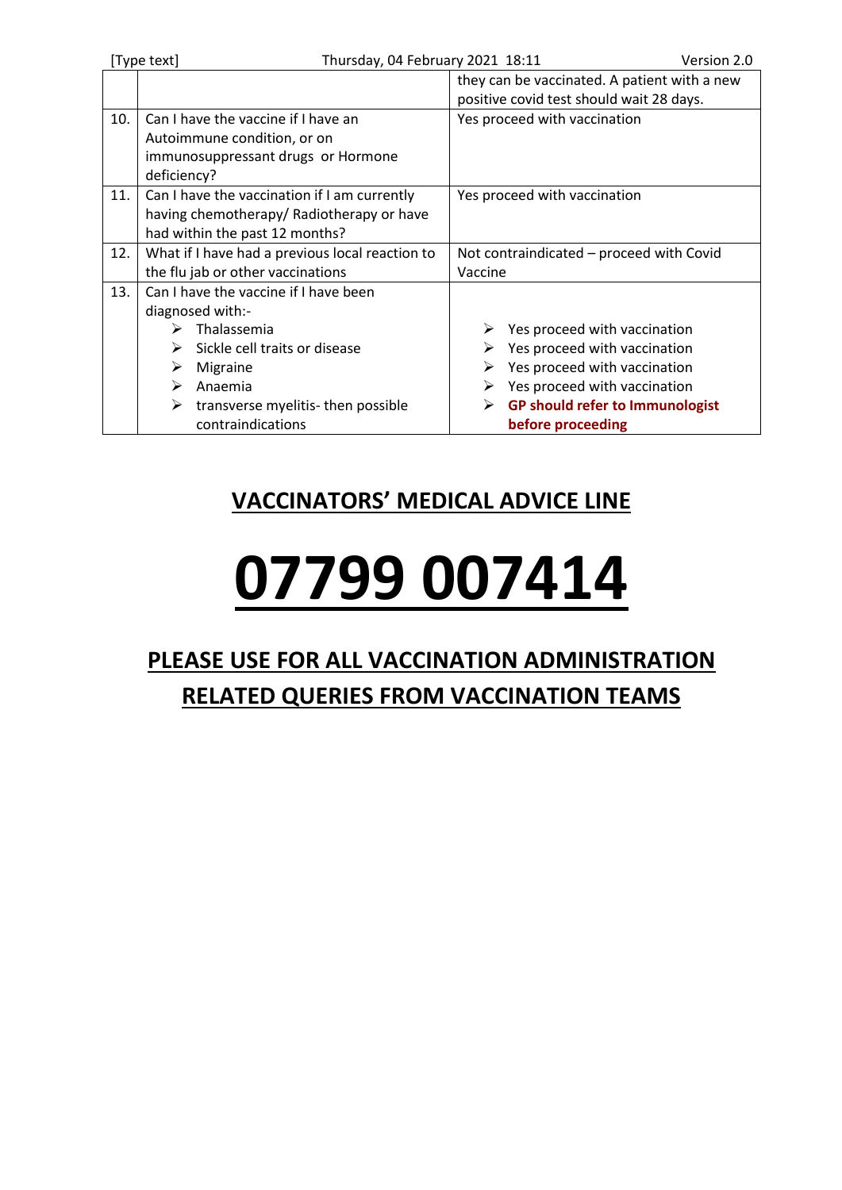| | | |
|---|---|---|
| | | they can be vaccinated. A patient with a new positive covid test should wait 28 days. |
| 10. | Can I have the vaccine if I have an Autoimmune condition, or on immunosuppressant drugs or Hormone deficiency? | Yes proceed with vaccination |
| 11. | Can I have the vaccination if I am currently having chemotherapy/ Radiotherapy or have had within the past 12 months? | Yes proceed with vaccination |
| 12. | What if I have had a previous local reaction to the flu jab or other vaccinations | Not contraindicated – proceed with Covid Vaccine |
| 13. | Can I have the vaccine if I have been diagnosed with:-<br>➢ Thalassemia<br>➢ Sickle cell traits or disease<br>➢ Migraine<br>➢ Anaemia<br>➢ transverse myelitis- then possible contraindications | <br><br>➢ Yes proceed with vaccination<br>➢ Yes proceed with vaccination<br>➢ Yes proceed with vaccination<br>➢ Yes proceed with vaccination<br>➢ **GP should refer to Immunologist before proceeding** |

## VACCINATORS' MEDICAL ADVICE LINE

# 07799 007414

## PLEASE USE FOR ALL VACCINATION ADMINISTRATION RELATED QUERIES FROM VACCINATION TEAMS